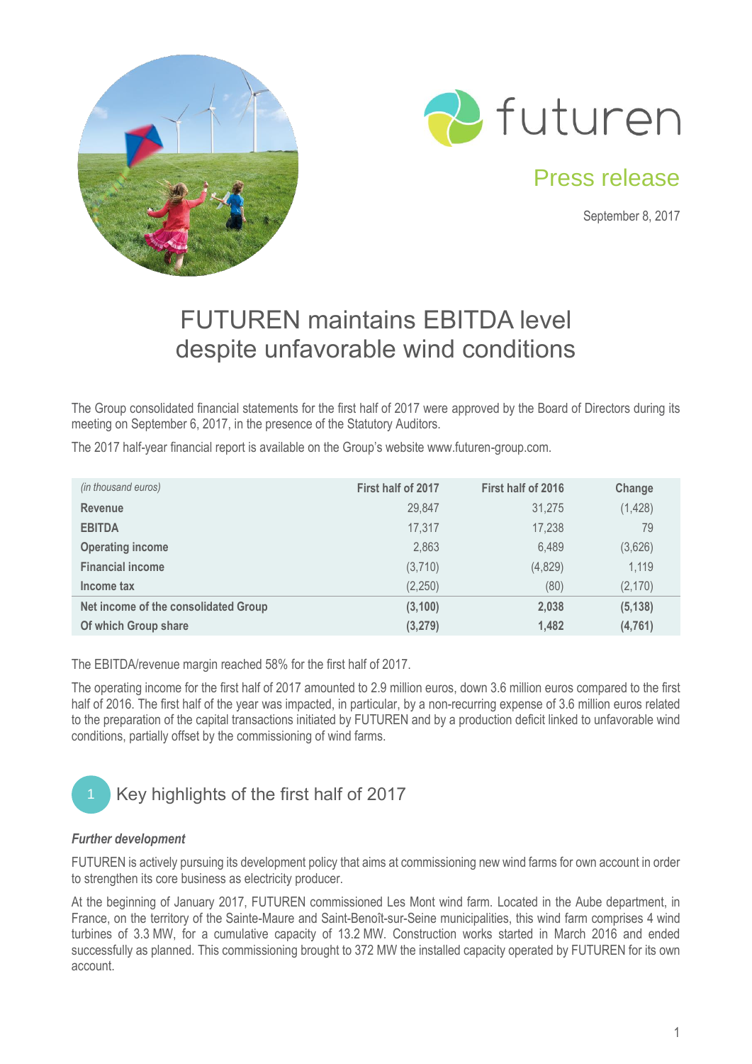futuren

Press release

September 8, 2017

# FUTUREN maintains EBITDA level despite unfavorable wind conditions

The Group consolidated financial statements for the first half of 2017 were approved by the Board of Directors during its meeting on September 6, 2017, in the presence of the Statutory Auditors.

The 2017 half-year financial report is available on the Group's website www.futuren-group.com.

| *(in thousand euros)* | First half of 2017 | First half of 2016 | Change |
|---|---|---|---|
| **Revenue** | 29,847 | 31,275 | (1,428) |
| **EBITDA** | 17,317 | 17,238 | 79 |
| **Operating income** | 2,863 | 6,489 | (3,626) |
| **Financial income** | (3,710) | (4,829) | 1,119 |
| **Income tax** | (2,250) | (80) | (2,170) |
| **Net income of the consolidated Group** | **(3,100)** | **2,038** | **(5,138)** |
| **Of which Group share** | **(3,279)** | **1,482** | **(4,761)** |

The EBITDA/revenue margin reached 58% for the first half of 2017.

The operating income for the first half of 2017 amounted to 2.9 million euros, down 3.6 million euros compared to the first half of 2016. The first half of the year was impacted, in particular, by a non-recurring expense of 3.6 million euros related to the preparation of the capital transactions initiated by FUTUREN and by a production deficit linked to unfavorable wind conditions, partially offset by the commissioning of wind farms.

## 1 Key highlights of the first half of 2017

***Further development***

FUTUREN is actively pursuing its development policy that aims at commissioning new wind farms for own account in order to strengthen its core business as electricity producer.

At the beginning of January 2017, FUTUREN commissioned Les Mont wind farm. Located in the Aube department, in France, on the territory of the Sainte-Maure and Saint-Benoît-sur-Seine municipalities, this wind farm comprises 4 wind turbines of 3.3 MW, for a cumulative capacity of 13.2 MW. Construction works started in March 2016 and ended successfully as planned. This commissioning brought to 372 MW the installed capacity operated by FUTUREN for its own account.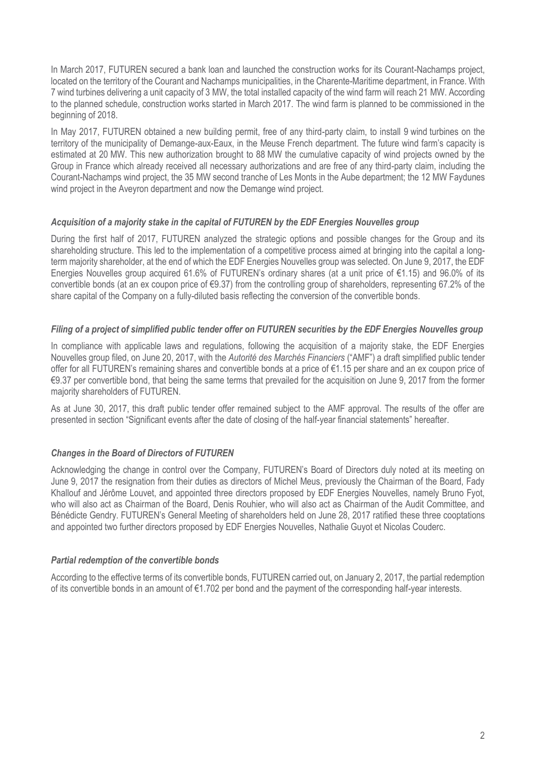In March 2017, FUTUREN secured a bank loan and launched the construction works for its Courant-Nachamps project, located on the territory of the Courant and Nachamps municipalities, in the Charente-Maritime department, in France. With 7 wind turbines delivering a unit capacity of 3 MW, the total installed capacity of the wind farm will reach 21 MW. According to the planned schedule, construction works started in March 2017. The wind farm is planned to be commissioned in the beginning of 2018.

In May 2017, FUTUREN obtained a new building permit, free of any third-party claim, to install 9 wind turbines on the territory of the municipality of Demange-aux-Eaux, in the Meuse French department. The future wind farm's capacity is estimated at 20 MW. This new authorization brought to 88 MW the cumulative capacity of wind projects owned by the Group in France which already received all necessary authorizations and are free of any third-party claim, including the Courant-Nachamps wind project, the 35 MW second tranche of Les Monts in the Aube department; the 12 MW Faydunes wind project in the Aveyron department and now the Demange wind project.

### *Acquisition of a majority stake in the capital of FUTUREN by the EDF Energies Nouvelles group*

During the first half of 2017, FUTUREN analyzed the strategic options and possible changes for the Group and its shareholding structure. This led to the implementation of a competitive process aimed at bringing into the capital a long-term majority shareholder, at the end of which the EDF Energies Nouvelles group was selected. On June 9, 2017, the EDF Energies Nouvelles group acquired 61.6% of FUTUREN's ordinary shares (at a unit price of €1.15) and 96.0% of its convertible bonds (at an ex coupon price of €9.37) from the controlling group of shareholders, representing 67.2% of the share capital of the Company on a fully-diluted basis reflecting the conversion of the convertible bonds.

### *Filing of a project of simplified public tender offer on FUTUREN securities by the EDF Energies Nouvelles group*

In compliance with applicable laws and regulations, following the acquisition of a majority stake, the EDF Energies Nouvelles group filed, on June 20, 2017, with the *Autorité des Marchés Financiers* ("AMF") a draft simplified public tender offer for all FUTUREN's remaining shares and convertible bonds at a price of €1.15 per share and an ex coupon price of €9.37 per convertible bond, that being the same terms that prevailed for the acquisition on June 9, 2017 from the former majority shareholders of FUTUREN.

As at June 30, 2017, this draft public tender offer remained subject to the AMF approval. The results of the offer are presented in section "Significant events after the date of closing of the half-year financial statements" hereafter.

### *Changes in the Board of Directors of FUTUREN*

Acknowledging the change in control over the Company, FUTUREN's Board of Directors duly noted at its meeting on June 9, 2017 the resignation from their duties as directors of Michel Meus, previously the Chairman of the Board, Fady Khallouf and Jérôme Louvet, and appointed three directors proposed by EDF Energies Nouvelles, namely Bruno Fyot, who will also act as Chairman of the Board, Denis Rouhier, who will also act as Chairman of the Audit Committee, and Bénédicte Gendry. FUTUREN's General Meeting of shareholders held on June 28, 2017 ratified these three cooptations and appointed two further directors proposed by EDF Energies Nouvelles, Nathalie Guyot et Nicolas Couderc.

### *Partial redemption of the convertible bonds*

According to the effective terms of its convertible bonds, FUTUREN carried out, on January 2, 2017, the partial redemption of its convertible bonds in an amount of €1.702 per bond and the payment of the corresponding half-year interests.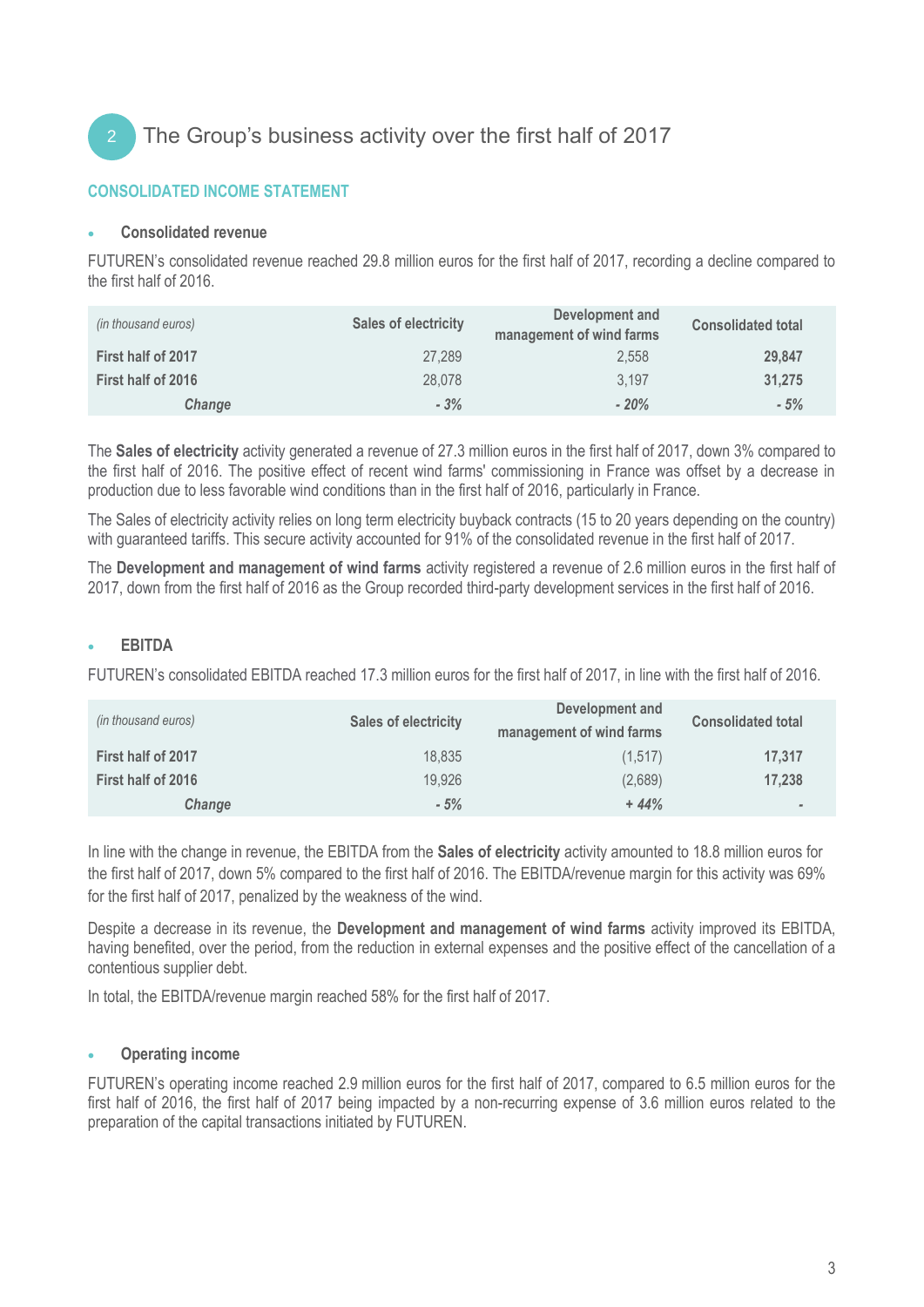## 2 The Group's business activity over the first half of 2017

### CONSOLIDATED INCOME STATEMENT

- **Consolidated revenue**

FUTUREN's consolidated revenue reached 29.8 million euros for the first half of 2017, recording a decline compared to the first half of 2016.

| *(in thousand euros)* | Sales of electricity | Development and management of wind farms | Consolidated total |
|---|---|---|---|
| **First half of 2017** | 27,289 | 2,558 | **29,847** |
| **First half of 2016** | 28,078 | 3,197 | **31,275** |
| ***Change*** | ***- 3%*** | ***- 20%*** | ***- 5%*** |

The **Sales of electricity** activity generated a revenue of 27.3 million euros in the first half of 2017, down 3% compared to the first half of 2016. The positive effect of recent wind farms' commissioning in France was offset by a decrease in production due to less favorable wind conditions than in the first half of 2016, particularly in France.

The Sales of electricity activity relies on long term electricity buyback contracts (15 to 20 years depending on the country) with guaranteed tariffs. This secure activity accounted for 91% of the consolidated revenue in the first half of 2017.

The **Development and management of wind farms** activity registered a revenue of 2.6 million euros in the first half of 2017, down from the first half of 2016 as the Group recorded third-party development services in the first half of 2016.

- **EBITDA**

FUTUREN's consolidated EBITDA reached 17.3 million euros for the first half of 2017, in line with the first half of 2016.

| *(in thousand euros)* | Sales of electricity | Development and management of wind farms | Consolidated total |
|---|---|---|---|
| **First half of 2017** | 18,835 | (1,517) | **17,317** |
| **First half of 2016** | 19,926 | (2,689) | **17,238** |
| ***Change*** | ***- 5%*** | ***+ 44%*** | ***-*** |

In line with the change in revenue, the EBITDA from the **Sales of electricity** activity amounted to 18.8 million euros for the first half of 2017, down 5% compared to the first half of 2016. The EBITDA/revenue margin for this activity was 69% for the first half of 2017, penalized by the weakness of the wind.

Despite a decrease in its revenue, the **Development and management of wind farms** activity improved its EBITDA, having benefited, over the period, from the reduction in external expenses and the positive effect of the cancellation of a contentious supplier debt.

In total, the EBITDA/revenue margin reached 58% for the first half of 2017.

- **Operating income**

FUTUREN's operating income reached 2.9 million euros for the first half of 2017, compared to 6.5 million euros for the first half of 2016, the first half of 2017 being impacted by a non-recurring expense of 3.6 million euros related to the preparation of the capital transactions initiated by FUTUREN.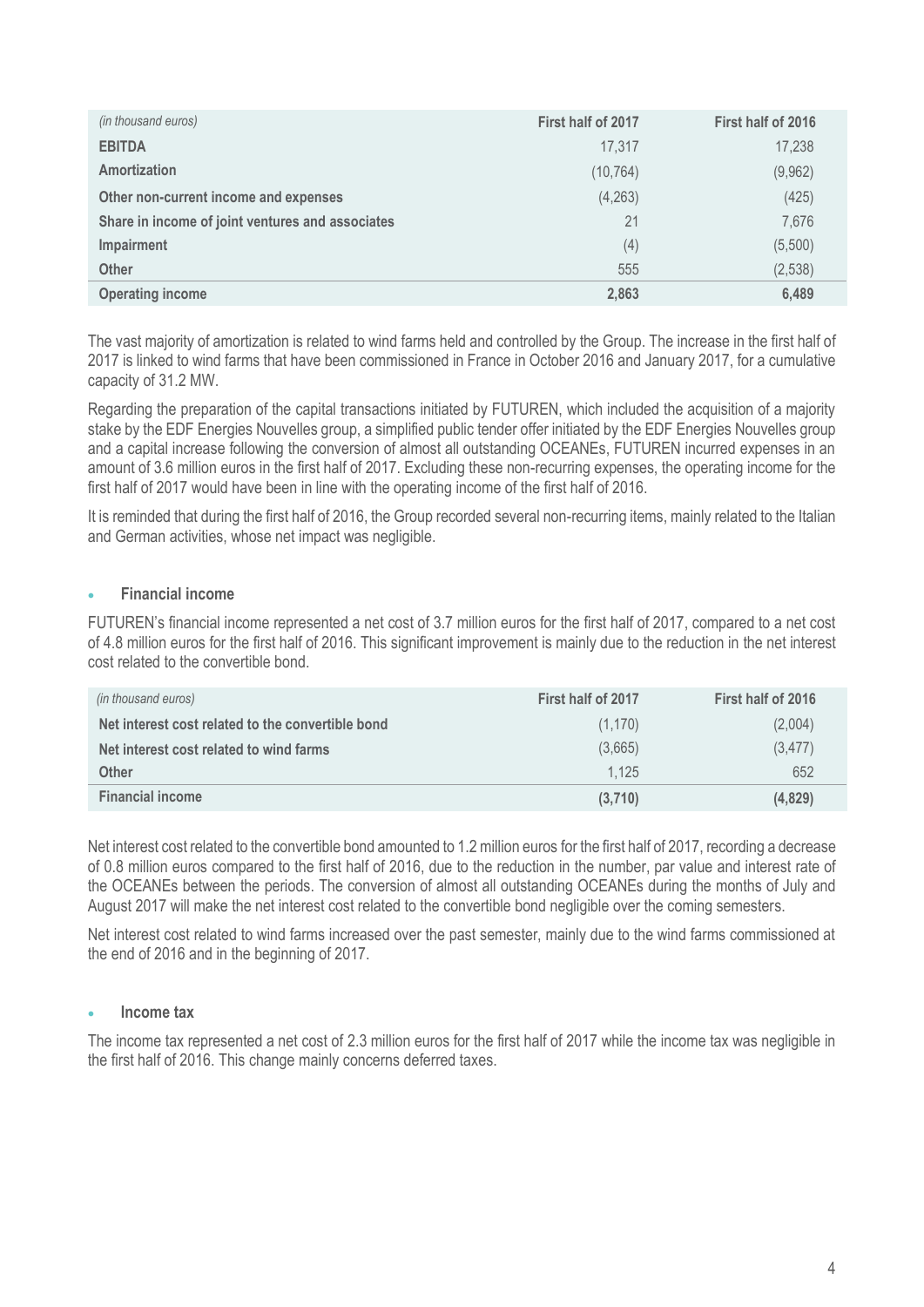| *(in thousand euros)* | First half of 2017 | First half of 2016 |
| --- | --- | --- |
| **EBITDA** | 17,317 | 17,238 |
| **Amortization** | (10,764) | (9,962) |
| **Other non-current income and expenses** | (4,263) | (425) |
| **Share in income of joint ventures and associates** | 21 | 7,676 |
| **Impairment** | (4) | (5,500) |
| **Other** | 555 | (2,538) |
| **Operating income** | **2,863** | **6,489** |

The vast majority of amortization is related to wind farms held and controlled by the Group. The increase in the first half of 2017 is linked to wind farms that have been commissioned in France in October 2016 and January 2017, for a cumulative capacity of 31.2 MW.

Regarding the preparation of the capital transactions initiated by FUTUREN, which included the acquisition of a majority stake by the EDF Energies Nouvelles group, a simplified public tender offer initiated by the EDF Energies Nouvelles group and a capital increase following the conversion of almost all outstanding OCEANEs, FUTUREN incurred expenses in an amount of 3.6 million euros in the first half of 2017. Excluding these non-recurring expenses, the operating income for the first half of 2017 would have been in line with the operating income of the first half of 2016.

It is reminded that during the first half of 2016, the Group recorded several non-recurring items, mainly related to the Italian and German activities, whose net impact was negligible.

- **Financial income**

FUTUREN's financial income represented a net cost of 3.7 million euros for the first half of 2017, compared to a net cost of 4.8 million euros for the first half of 2016. This significant improvement is mainly due to the reduction in the net interest cost related to the convertible bond.

| *(in thousand euros)* | First half of 2017 | First half of 2016 |
| --- | --- | --- |
| **Net interest cost related to the convertible bond** | (1,170) | (2,004) |
| **Net interest cost related to wind farms** | (3,665) | (3,477) |
| **Other** | 1,125 | 652 |
| **Financial income** | **(3,710)** | **(4,829)** |

Net interest cost related to the convertible bond amounted to 1.2 million euros for the first half of 2017, recording a decrease of 0.8 million euros compared to the first half of 2016, due to the reduction in the number, par value and interest rate of the OCEANEs between the periods. The conversion of almost all outstanding OCEANEs during the months of July and August 2017 will make the net interest cost related to the convertible bond negligible over the coming semesters.

Net interest cost related to wind farms increased over the past semester, mainly due to the wind farms commissioned at the end of 2016 and in the beginning of 2017.

- **Income tax**

The income tax represented a net cost of 2.3 million euros for the first half of 2017 while the income tax was negligible in the first half of 2016. This change mainly concerns deferred taxes.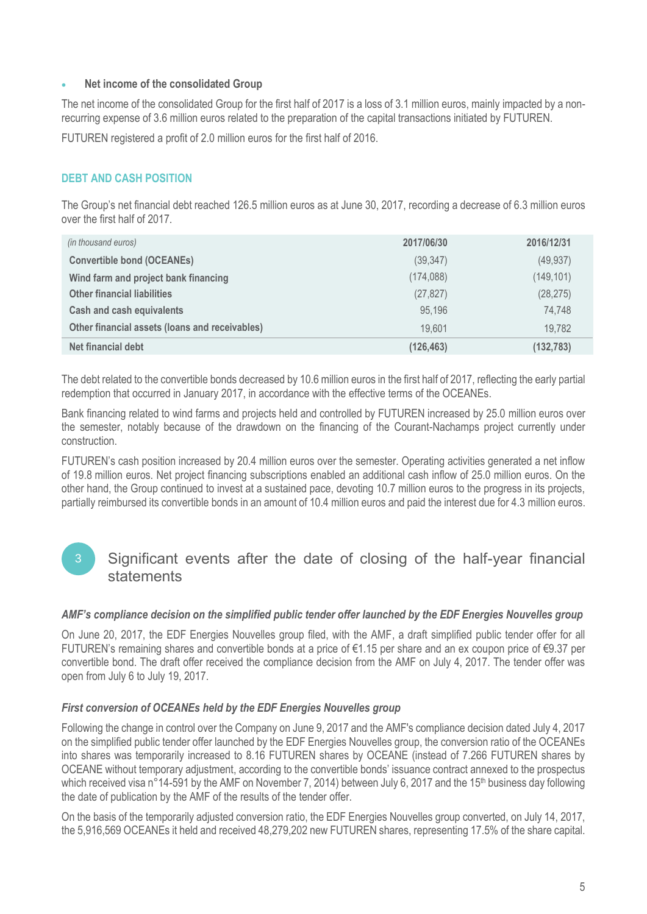- **Net income of the consolidated Group**

The net income of the consolidated Group for the first half of 2017 is a loss of 3.1 million euros, mainly impacted by a non-recurring expense of 3.6 million euros related to the preparation of the capital transactions initiated by FUTUREN.

FUTUREN registered a profit of 2.0 million euros for the first half of 2016.

## DEBT AND CASH POSITION

The Group's net financial debt reached 126.5 million euros as at June 30, 2017, recording a decrease of 6.3 million euros over the first half of 2017.

| *(in thousand euros)* | 2017/06/30 | 2016/12/31 |
|---|---|---|
| **Convertible bond (OCEANEs)** | (39,347) | (49,937) |
| **Wind farm and project bank financing** | (174,088) | (149,101) |
| **Other financial liabilities** | (27,827) | (28,275) |
| **Cash and cash equivalents** | 95,196 | 74,748 |
| **Other financial assets (loans and receivables)** | 19,601 | 19,782 |
| **Net financial debt** | **(126,463)** | **(132,783)** |

The debt related to the convertible bonds decreased by 10.6 million euros in the first half of 2017, reflecting the early partial redemption that occurred in January 2017, in accordance with the effective terms of the OCEANEs.

Bank financing related to wind farms and projects held and controlled by FUTUREN increased by 25.0 million euros over the semester, notably because of the drawdown on the financing of the Courant-Nachamps project currently under construction.

FUTUREN's cash position increased by 20.4 million euros over the semester. Operating activities generated a net inflow of 19.8 million euros. Net project financing subscriptions enabled an additional cash inflow of 25.0 million euros. On the other hand, the Group continued to invest at a sustained pace, devoting 10.7 million euros to the progress in its projects, partially reimbursed its convertible bonds in an amount of 10.4 million euros and paid the interest due for 4.3 million euros.

# 3 Significant events after the date of closing of the half-year financial statements

### *AMF's compliance decision on the simplified public tender offer launched by the EDF Energies Nouvelles group*

On June 20, 2017, the EDF Energies Nouvelles group filed, with the AMF, a draft simplified public tender offer for all FUTUREN's remaining shares and convertible bonds at a price of €1.15 per share and an ex coupon price of €9.37 per convertible bond. The draft offer received the compliance decision from the AMF on July 4, 2017. The tender offer was open from July 6 to July 19, 2017.

### *First conversion of OCEANEs held by the EDF Energies Nouvelles group*

Following the change in control over the Company on June 9, 2017 and the AMF's compliance decision dated July 4, 2017 on the simplified public tender offer launched by the EDF Energies Nouvelles group, the conversion ratio of the OCEANEs into shares was temporarily increased to 8.16 FUTUREN shares by OCEANE (instead of 7.266 FUTUREN shares by OCEANE without temporary adjustment, according to the convertible bonds' issuance contract annexed to the prospectus which received visa n°14-591 by the AMF on November 7, 2014) between July 6, 2017 and the 15th business day following the date of publication by the AMF of the results of the tender offer.

On the basis of the temporarily adjusted conversion ratio, the EDF Energies Nouvelles group converted, on July 14, 2017, the 5,916,569 OCEANEs it held and received 48,279,202 new FUTUREN shares, representing 17.5% of the share capital.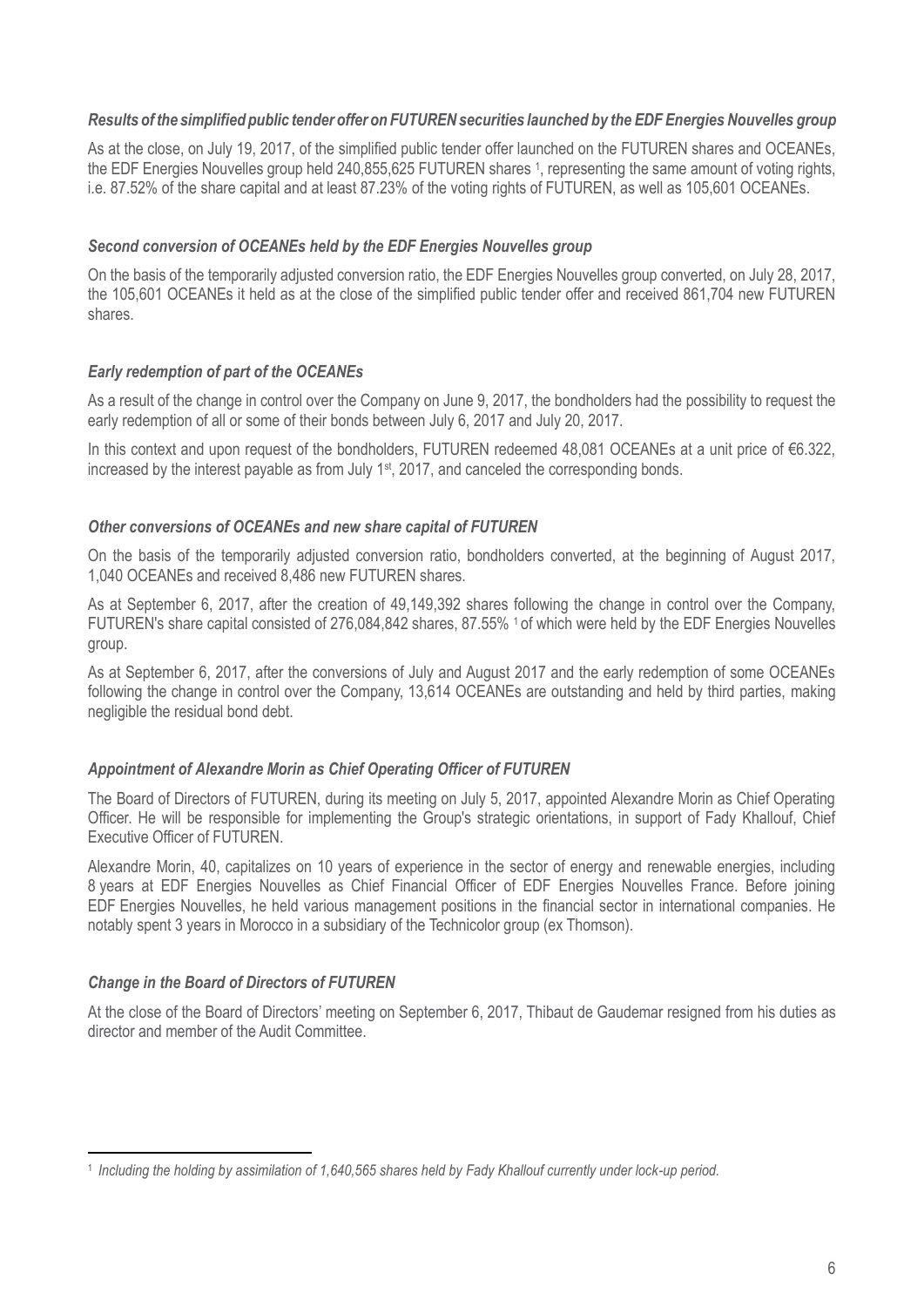### *Results of the simplified public tender offer on FUTUREN securities launched by the EDF Energies Nouvelles group*

As at the close, on July 19, 2017, of the simplified public tender offer launched on the FUTUREN shares and OCEANEs, the EDF Energies Nouvelles group held 240,855,625 FUTUREN shares [1], representing the same amount of voting rights, i.e. 87.52% of the share capital and at least 87.23% of the voting rights of FUTUREN, as well as 105,601 OCEANEs.

### *Second conversion of OCEANEs held by the EDF Energies Nouvelles group*

On the basis of the temporarily adjusted conversion ratio, the EDF Energies Nouvelles group converted, on July 28, 2017, the 105,601 OCEANEs it held as at the close of the simplified public tender offer and received 861,704 new FUTUREN shares.

### *Early redemption of part of the OCEANEs*

As a result of the change in control over the Company on June 9, 2017, the bondholders had the possibility to request the early redemption of all or some of their bonds between July 6, 2017 and July 20, 2017.

In this context and upon request of the bondholders, FUTUREN redeemed 48,081 OCEANEs at a unit price of €6.322, increased by the interest payable as from July 1st, 2017, and canceled the corresponding bonds.

### *Other conversions of OCEANEs and new share capital of FUTUREN*

On the basis of the temporarily adjusted conversion ratio, bondholders converted, at the beginning of August 2017, 1,040 OCEANEs and received 8,486 new FUTUREN shares.

As at September 6, 2017, after the creation of 49,149,392 shares following the change in control over the Company, FUTUREN's share capital consisted of 276,084,842 shares, 87.55% [1] of which were held by the EDF Energies Nouvelles group.

As at September 6, 2017, after the conversions of July and August 2017 and the early redemption of some OCEANEs following the change in control over the Company, 13,614 OCEANEs are outstanding and held by third parties, making negligible the residual bond debt.

### *Appointment of Alexandre Morin as Chief Operating Officer of FUTUREN*

The Board of Directors of FUTUREN, during its meeting on July 5, 2017, appointed Alexandre Morin as Chief Operating Officer. He will be responsible for implementing the Group's strategic orientations, in support of Fady Khallouf, Chief Executive Officer of FUTUREN.

Alexandre Morin, 40, capitalizes on 10 years of experience in the sector of energy and renewable energies, including 8 years at EDF Energies Nouvelles as Chief Financial Officer of EDF Energies Nouvelles France. Before joining EDF Energies Nouvelles, he held various management positions in the financial sector in international companies. He notably spent 3 years in Morocco in a subsidiary of the Technicolor group (ex Thomson).

### *Change in the Board of Directors of FUTUREN*

At the close of the Board of Directors' meeting on September 6, 2017, Thibaut de Gaudemar resigned from his duties as director and member of the Audit Committee.

---

[1] *Including the holding by assimilation of 1,640,565 shares held by Fady Khallouf currently under lock-up period.*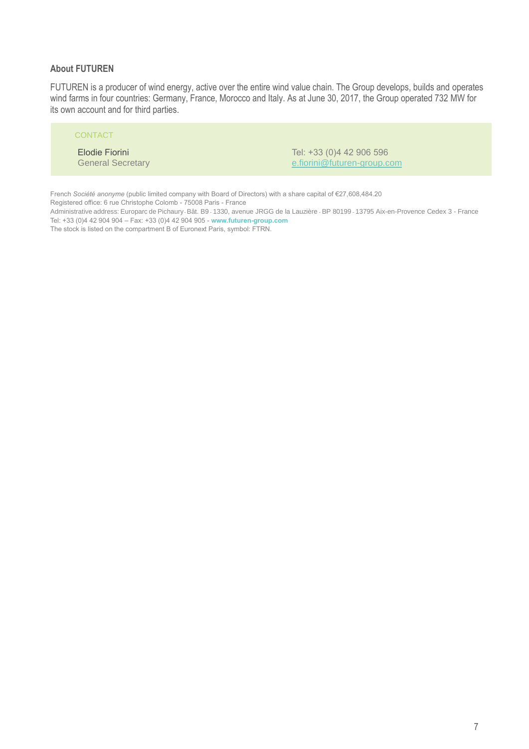### About FUTUREN

FUTUREN is a producer of wind energy, active over the entire wind value chain. The Group develops, builds and operates wind farms in four countries: Germany, France, Morocco and Italy. As at June 30, 2017, the Group operated 732 MW for its own account and for third parties.

CONTACT

| | |
|---|---|
| Elodie Fiorini<br>General Secretary | Tel: +33 (0)4 42 906 596<br>e.fiorini@futuren-group.com |

French *Société anonyme* (public limited company with Board of Directors) with a share capital of €27,608,484.20
Registered office: 6 rue Christophe Colomb - 75008 Paris - France
Administrative address: Europarc de Pichaury - Bât. B9 - 1330, avenue JRGG de la Lauzière - BP 80199 - 13795 Aix-en-Provence Cedex 3 - France
Tel: +33 (0)4 42 904 904 – Fax: +33 (0)4 42 904 905 - **www.futuren-group.com**
The stock is listed on the compartment B of Euronext Paris, symbol: FTRN.